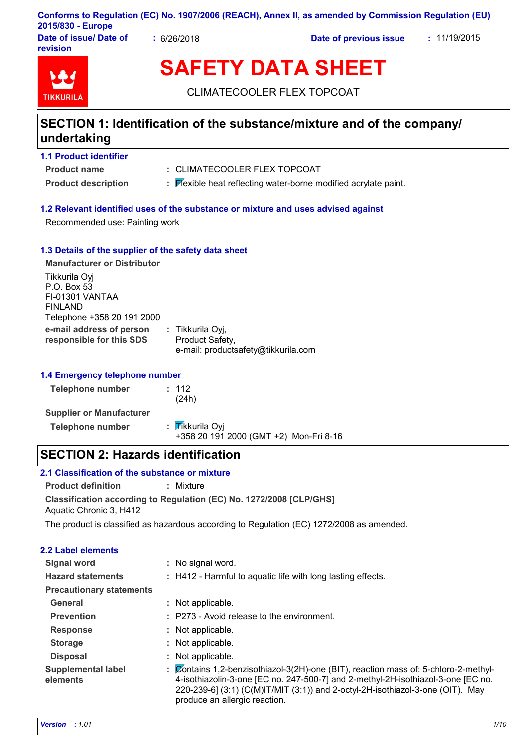Conforms to Regulation (EC) No. 1907/2006 (REACH), Annex II, as amended by Commission Regulation (EU) 2015/830 - Europe

**Date of issue/ Date of revision** : 6/26/2018 **Date of previous issue** : 11/19/2015

TIKKURILA

# SAFETY DATA SHEET

CLIMATECOOLER FLEX TOPCOAT

## SECTION 1: Identification of the substance/mixture and of the company/ undertaking

### 1.1 Product identifier

**Product name** : CLIMATECOOLER FLEX TOPCOAT

**Product description** : Flexible heat reflecting water-borne modified acrylate paint.

### 1.2 Relevant identified uses of the substance or mixture and uses advised against

Recommended use: Painting work

### 1.3 Details of the supplier of the safety data sheet

**Manufacturer or Distributor**

Tikkurila Oyj
P.O. Box 53
FI-01301 VANTAA
FINLAND
Telephone +358 20 191 2000

**e-mail address of person responsible for this SDS** : Tikkurila Oyj,
Product Safety,
e-mail: productsafety@tikkurila.com

### 1.4 Emergency telephone number

**Telephone number** : 112
(24h)

**Supplier or Manufacturer**

**Telephone number** : Tikkurila Oyj
+358 20 191 2000 (GMT +2) Mon-Fri 8-16

## SECTION 2: Hazards identification

### 2.1 Classification of the substance or mixture

**Product definition** : Mixture

**Classification according to Regulation (EC) No. 1272/2008 [CLP/GHS]**
Aquatic Chronic 3, H412

The product is classified as hazardous according to Regulation (EC) 1272/2008 as amended.

### 2.2 Label elements

**Signal word** : No signal word.

**Hazard statements** : H412 - Harmful to aquatic life with long lasting effects.

**Precautionary statements**

**General** : Not applicable.

**Prevention** : P273 - Avoid release to the environment.

**Response** : Not applicable.

**Storage** : Not applicable.

**Disposal** : Not applicable.

**Supplemental label elements** : Contains 1,2-benzisothiazol-3(2H)-one (BIT), reaction mass of: 5-chloro-2-methyl-4-isothiazolin-3-one [EC no. 247-500-7] and 2-methyl-2H-isothiazol-3-one [EC no. 220-239-6] (3:1) (C(M)IT/MIT (3:1)) and 2-octyl-2H-isothiazol-3-one (OIT). May produce an allergic reaction.

*Version* : 1.01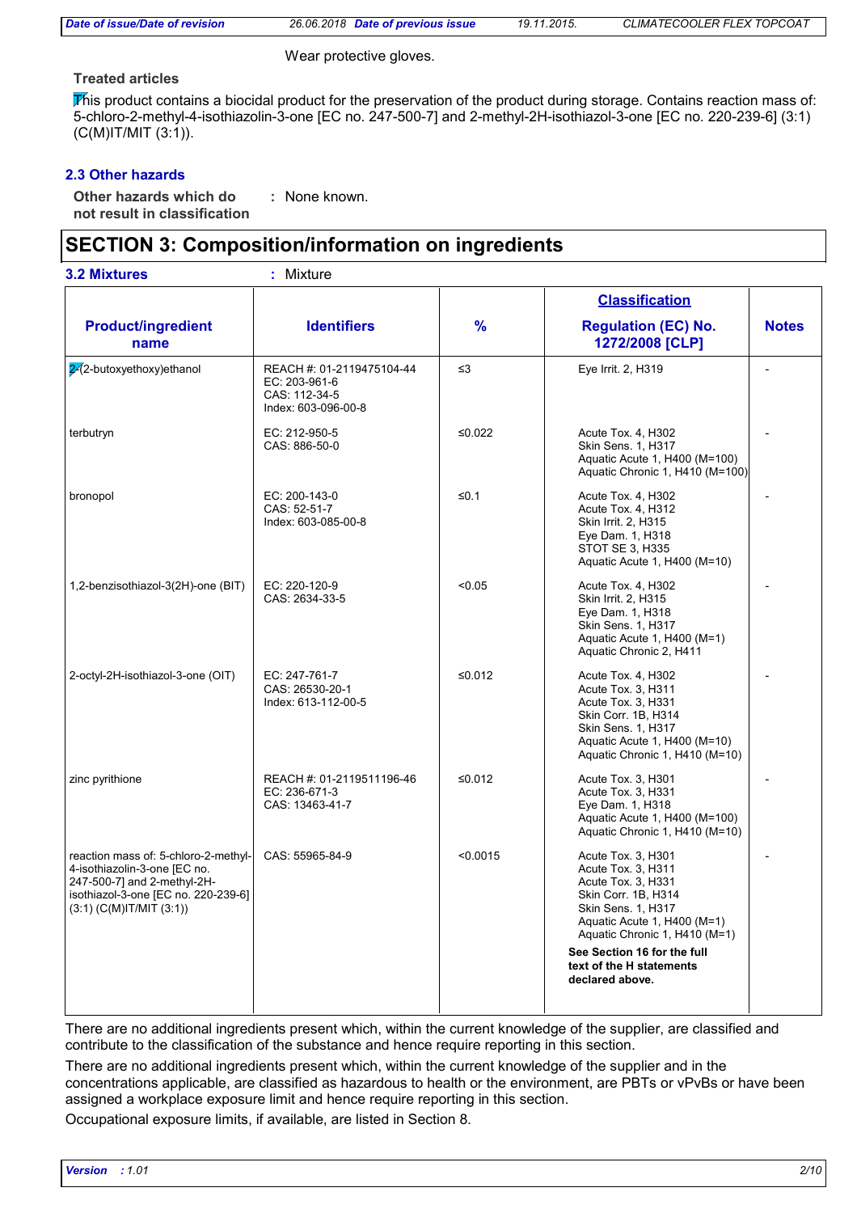Wear protective gloves.

**Treated articles**

This product contains a biocidal product for the preservation of the product during storage. Contains reaction mass of: 5-chloro-2-methyl-4-isothiazolin-3-one [EC no. 247-500-7] and 2-methyl-2H-isothiazol-3-one [EC no. 220-239-6] (3:1) (C(M)IT/MIT (3:1)).

### 2.3 Other hazards

**Other hazards which do not result in classification** : None known.

## SECTION 3: Composition/information on ingredients

**3.2 Mixtures** : Mixture

| Product/ingredient name | Identifiers | % | Classification Regulation (EC) No. 1272/2008 [CLP] | Notes |
|---|---|---|---|---|
| 2-(2-butoxyethoxy)ethanol | REACH #: 01-2119475104-44<br>EC: 203-961-6<br>CAS: 112-34-5<br>Index: 603-096-00-8 | ≤3 | Eye Irrit. 2, H319 | - |
| terbutryn | EC: 212-950-5<br>CAS: 886-50-0 | ≤0.022 | Acute Tox. 4, H302<br>Skin Sens. 1, H317<br>Aquatic Acute 1, H400 (M=100)<br>Aquatic Chronic 1, H410 (M=100) | - |
| bronopol | EC: 200-143-0<br>CAS: 52-51-7<br>Index: 603-085-00-8 | ≤0.1 | Acute Tox. 4, H302<br>Acute Tox. 4, H312<br>Skin Irrit. 2, H315<br>Eye Dam. 1, H318<br>STOT SE 3, H335<br>Aquatic Acute 1, H400 (M=10) | - |
| 1,2-benzisothiazol-3(2H)-one (BIT) | EC: 220-120-9<br>CAS: 2634-33-5 | <0.05 | Acute Tox. 4, H302<br>Skin Irrit. 2, H315<br>Eye Dam. 1, H318<br>Skin Sens. 1, H317<br>Aquatic Acute 1, H400 (M=1)<br>Aquatic Chronic 2, H411 | - |
| 2-octyl-2H-isothiazol-3-one (OIT) | EC: 247-761-7<br>CAS: 26530-20-1<br>Index: 613-112-00-5 | ≤0.012 | Acute Tox. 4, H302<br>Acute Tox. 3, H311<br>Acute Tox. 3, H331<br>Skin Corr. 1B, H314<br>Skin Sens. 1, H317<br>Aquatic Acute 1, H400 (M=10)<br>Aquatic Chronic 1, H410 (M=10) | - |
| zinc pyrithione | REACH #: 01-2119511196-46<br>EC: 236-671-3<br>CAS: 13463-41-7 | ≤0.012 | Acute Tox. 3, H301<br>Acute Tox. 3, H331<br>Eye Dam. 1, H318<br>Aquatic Acute 1, H400 (M=100)<br>Aquatic Chronic 1, H410 (M=10) | - |
| reaction mass of: 5-chloro-2-methyl-4-isothiazolin-3-one [EC no. 247-500-7] and 2-methyl-2H-isothiazol-3-one [EC no. 220-239-6] (3:1) (C(M)IT/MIT (3:1)) | CAS: 55965-84-9 | <0.0015 | Acute Tox. 3, H301<br>Acute Tox. 3, H311<br>Acute Tox. 3, H331<br>Skin Corr. 1B, H314<br>Skin Sens. 1, H317<br>Aquatic Acute 1, H400 (M=1)<br>Aquatic Chronic 1, H410 (M=1)<br>**See Section 16 for the full text of the H statements declared above.** | - |

There are no additional ingredients present which, within the current knowledge of the supplier, are classified and contribute to the classification of the substance and hence require reporting in this section.

There are no additional ingredients present which, within the current knowledge of the supplier and in the concentrations applicable, are classified as hazardous to health or the environment, are PBTs or vPvBs or have been assigned a workplace exposure limit and hence require reporting in this section.

Occupational exposure limits, if available, are listed in Section 8.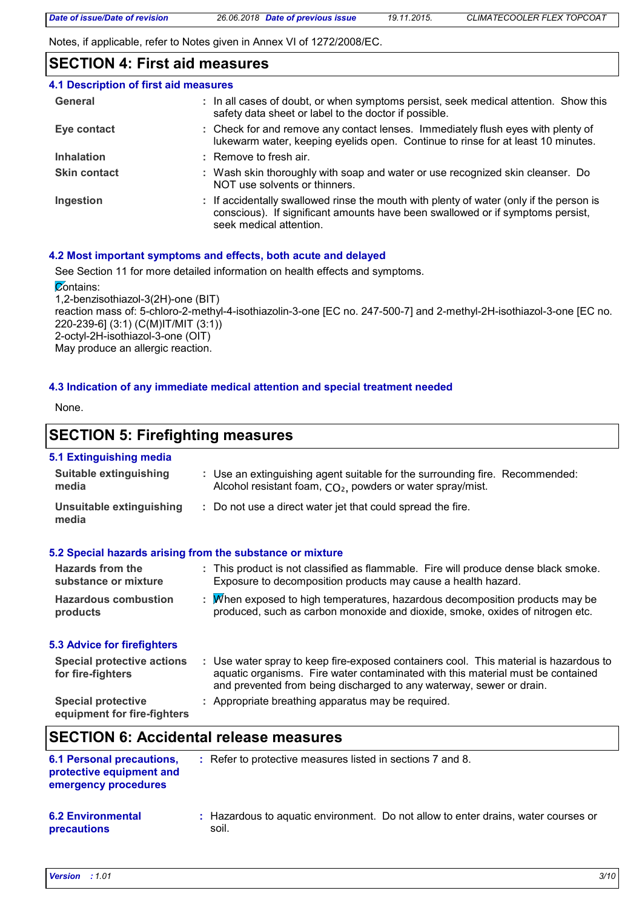Notes, if applicable, refer to Notes given in Annex VI of 1272/2008/EC.

## SECTION 4: First aid measures

### 4.1 Description of first aid measures

| | |
|---|---|
| **General** | : In all cases of doubt, or when symptoms persist, seek medical attention. Show this safety data sheet or label to the doctor if possible. |
| **Eye contact** | : Check for and remove any contact lenses. Immediately flush eyes with plenty of lukewarm water, keeping eyelids open. Continue to rinse for at least 10 minutes. |
| **Inhalation** | : Remove to fresh air. |
| **Skin contact** | : Wash skin thoroughly with soap and water or use recognized skin cleanser. Do NOT use solvents or thinners. |
| **Ingestion** | : If accidentally swallowed rinse the mouth with plenty of water (only if the person is conscious). If significant amounts have been swallowed or if symptoms persist, seek medical attention. |

### 4.2 Most important symptoms and effects, both acute and delayed

See Section 11 for more detailed information on health effects and symptoms.

Contains:
1,2-benzisothiazol-3(2H)-one (BIT)
reaction mass of: 5-chloro-2-methyl-4-isothiazolin-3-one [EC no. 247-500-7] and 2-methyl-2H-isothiazol-3-one [EC no. 220-239-6] (3:1) (C(M)IT/MIT (3:1))
2-octyl-2H-isothiazol-3-one (OIT)
May produce an allergic reaction.

### 4.3 Indication of any immediate medical attention and special treatment needed

None.

## SECTION 5: Firefighting measures

### 5.1 Extinguishing media

| | |
|---|---|
| **Suitable extinguishing media** | : Use an extinguishing agent suitable for the surrounding fire. Recommended: Alcohol resistant foam, $CO_2$, powders or water spray/mist. |
| **Unsuitable extinguishing media** | : Do not use a direct water jet that could spread the fire. |

### 5.2 Special hazards arising from the substance or mixture

| | |
|---|---|
| **Hazards from the substance or mixture** | : This product is not classified as flammable. Fire will produce dense black smoke. Exposure to decomposition products may cause a health hazard. |
| **Hazardous combustion products** | : When exposed to high temperatures, hazardous decomposition products may be produced, such as carbon monoxide and dioxide, smoke, oxides of nitrogen etc. |

### 5.3 Advice for firefighters

| | |
|---|---|
| **Special protective actions for fire-fighters** | : Use water spray to keep fire-exposed containers cool. This material is hazardous to aquatic organisms. Fire water contaminated with this material must be contained and prevented from being discharged to any waterway, sewer or drain. |
| **Special protective equipment for fire-fighters** | : Appropriate breathing apparatus may be required. |

## SECTION 6: Accidental release measures

| | |
|---|---|
| **6.1 Personal precautions, protective equipment and emergency procedures** | : Refer to protective measures listed in sections 7 and 8. |
| **6.2 Environmental precautions** | : Hazardous to aquatic environment. Do not allow to enter drains, water courses or soil. |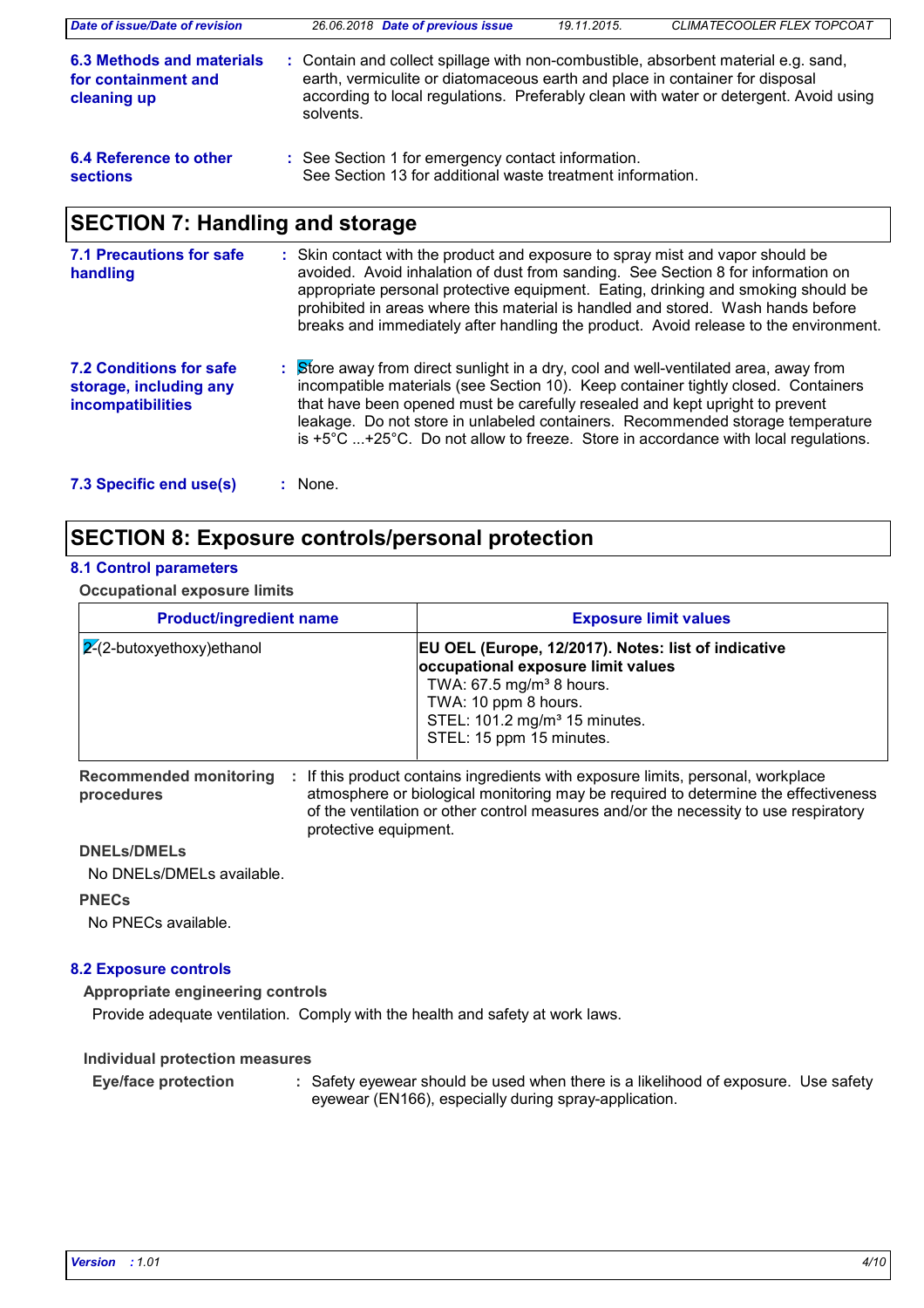**6.3 Methods and materials for containment and cleaning up** : Contain and collect spillage with non-combustible, absorbent material e.g. sand, earth, vermiculite or diatomaceous earth and place in container for disposal according to local regulations. Preferably clean with water or detergent. Avoid using solvents.

**6.4 Reference to other sections** : See Section 1 for emergency contact information.
See Section 13 for additional waste treatment information.

## SECTION 7: Handling and storage

**7.1 Precautions for safe handling** : Skin contact with the product and exposure to spray mist and vapor should be avoided. Avoid inhalation of dust from sanding. See Section 8 for information on appropriate personal protective equipment. Eating, drinking and smoking should be prohibited in areas where this material is handled and stored. Wash hands before breaks and immediately after handling the product. Avoid release to the environment.

**7.2 Conditions for safe storage, including any incompatibilities** : Store away from direct sunlight in a dry, cool and well-ventilated area, away from incompatible materials (see Section 10). Keep container tightly closed. Containers that have been opened must be carefully resealed and kept upright to prevent leakage. Do not store in unlabeled containers. Recommended storage temperature is +5°C ...+25°C. Do not allow to freeze. Store in accordance with local regulations.

**7.3 Specific end use(s)** : None.

## SECTION 8: Exposure controls/personal protection

### 8.1 Control parameters

**Occupational exposure limits**

| Product/ingredient name | Exposure limit values |
|---|---|
| 2-(2-butoxyethoxy)ethanol | **EU OEL (Europe, 12/2017). Notes: list of indicative occupational exposure limit values**<br>TWA: 67.5 mg/m³ 8 hours.<br>TWA: 10 ppm 8 hours.<br>STEL: 101.2 mg/m³ 15 minutes.<br>STEL: 15 ppm 15 minutes. |

**Recommended monitoring procedures** : If this product contains ingredients with exposure limits, personal, workplace atmosphere or biological monitoring may be required to determine the effectiveness of the ventilation or other control measures and/or the necessity to use respiratory protective equipment.

**DNELs/DMELs**

No DNELs/DMELs available.

**PNECs**

No PNECs available.

### 8.2 Exposure controls

**Appropriate engineering controls**

Provide adequate ventilation. Comply with the health and safety at work laws.

**Individual protection measures**

**Eye/face protection** : Safety eyewear should be used when there is a likelihood of exposure. Use safety eyewear (EN166), especially during spray-application.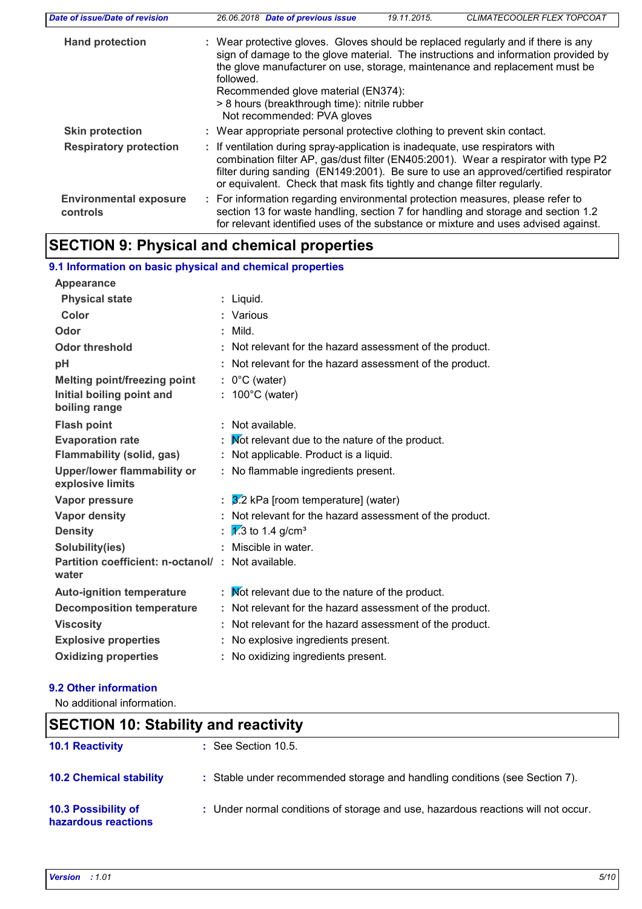| | | |
|---|---|---|
| **Hand protection** | : | Wear protective gloves. Gloves should be replaced regularly and if there is any sign of damage to the glove material. The instructions and information provided by the glove manufacturer on use, storage, maintenance and replacement must be followed. Recommended glove material (EN374): > 8 hours (breakthrough time): nitrile rubber Not recommended: PVA gloves |
| **Skin protection** | : | Wear appropriate personal protective clothing to prevent skin contact. |
| **Respiratory protection** | : | If ventilation during spray-application is inadequate, use respirators with combination filter AP, gas/dust filter (EN405:2001). Wear a respirator with type P2 filter during sanding (EN149:2001). Be sure to use an approved/certified respirator or equivalent. Check that mask fits tightly and change filter regularly. |
| **Environmental exposure controls** | : | For information regarding environmental protection measures, please refer to section 13 for waste handling, section 7 for handling and storage and section 1.2 for relevant identified uses of the substance or mixture and uses advised against. |

## SECTION 9: Physical and chemical properties

### 9.1 Information on basic physical and chemical properties

| | | |
|---|---|---|
| **Appearance** | | |
| **Physical state** | : | Liquid. |
| **Color** | : | Various |
| **Odor** | : | Mild. |
| **Odor threshold** | : | Not relevant for the hazard assessment of the product. |
| **pH** | : | Not relevant for the hazard assessment of the product. |
| **Melting point/freezing point** | : | 0°C (water) |
| **Initial boiling point and boiling range** | : | 100°C (water) |
| **Flash point** | : | Not available. |
| **Evaporation rate** | : | Not relevant due to the nature of the product. |
| **Flammability (solid, gas)** | : | Not applicable. Product is a liquid. |
| **Upper/lower flammability or explosive limits** | : | No flammable ingredients present. |
| **Vapor pressure** | : | 3.2 kPa [room temperature] (water) |
| **Vapor density** | : | Not relevant for the hazard assessment of the product. |
| **Density** | : | 1.3 to 1.4 g/cm³ |
| **Solubility(ies)** | : | Miscible in water. |
| **Partition coefficient: n-octanol/ water** | : | Not available. |
| **Auto-ignition temperature** | : | Not relevant due to the nature of the product. |
| **Decomposition temperature** | : | Not relevant for the hazard assessment of the product. |
| **Viscosity** | : | Not relevant for the hazard assessment of the product. |
| **Explosive properties** | : | No explosive ingredients present. |
| **Oxidizing properties** | : | No oxidizing ingredients present. |

### 9.2 Other information

No additional information.

## SECTION 10: Stability and reactivity

| | | |
|---|---|---|
| **10.1 Reactivity** | : | See Section 10.5. |
| **10.2 Chemical stability** | : | Stable under recommended storage and handling conditions (see Section 7). |
| **10.3 Possibility of hazardous reactions** | : | Under normal conditions of storage and use, hazardous reactions will not occur. |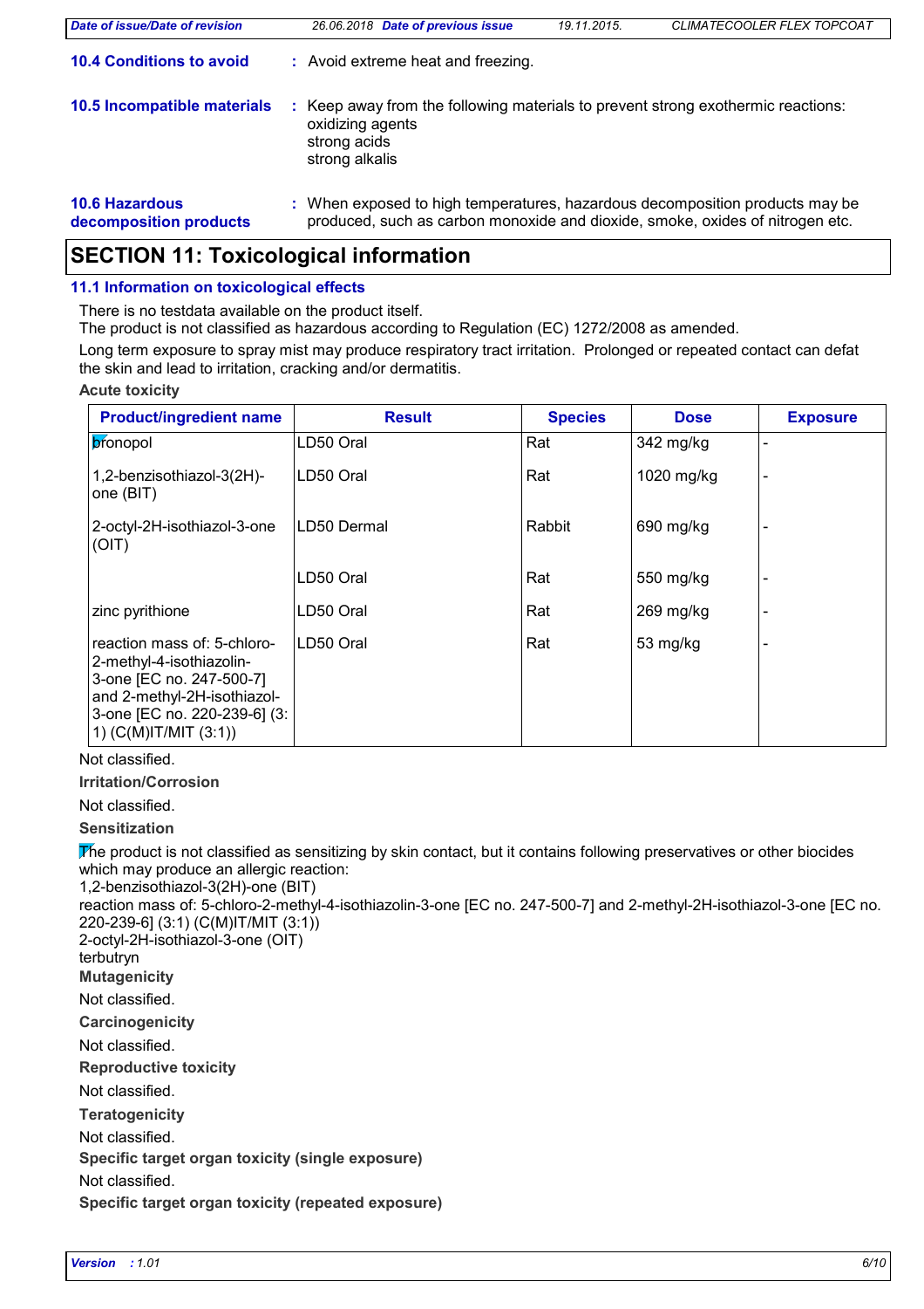**10.4 Conditions to avoid** : Avoid extreme heat and freezing.

**10.5 Incompatible materials** : Keep away from the following materials to prevent strong exothermic reactions:
oxidizing agents
strong acids
strong alkalis

**10.6 Hazardous decomposition products** : When exposed to high temperatures, hazardous decomposition products may be produced, such as carbon monoxide and dioxide, smoke, oxides of nitrogen etc.

## SECTION 11: Toxicological information

### 11.1 Information on toxicological effects

There is no testdata available on the product itself.
The product is not classified as hazardous according to Regulation (EC) 1272/2008 as amended.

Long term exposure to spray mist may produce respiratory tract irritation. Prolonged or repeated contact can defat the skin and lead to irritation, cracking and/or dermatitis.

**Acute toxicity**

| Product/ingredient name | Result | Species | Dose | Exposure |
|---|---|---|---|---|
| bronopol | LD50 Oral | Rat | 342 mg/kg | - |
| 1,2-benzisothiazol-3(2H)-one (BIT) | LD50 Oral | Rat | 1020 mg/kg | - |
| 2-octyl-2H-isothiazol-3-one (OIT) | LD50 Dermal | Rabbit | 690 mg/kg | - |
| | LD50 Oral | Rat | 550 mg/kg | - |
| zinc pyrithione | LD50 Oral | Rat | 269 mg/kg | - |
| reaction mass of: 5-chloro-2-methyl-4-isothiazolin-3-one [EC no. 247-500-7] and 2-methyl-2H-isothiazol-3-one [EC no. 220-239-6] (3:1) (C(M)IT/MIT (3:1)) | LD50 Oral | Rat | 53 mg/kg | - |

Not classified.

**Irritation/Corrosion**

Not classified.

**Sensitization**

The product is not classified as sensitizing by skin contact, but it contains following preservatives or other biocides which may produce an allergic reaction:
1,2-benzisothiazol-3(2H)-one (BIT)
reaction mass of: 5-chloro-2-methyl-4-isothiazolin-3-one [EC no. 247-500-7] and 2-methyl-2H-isothiazol-3-one [EC no. 220-239-6] (3:1) (C(M)IT/MIT (3:1))
2-octyl-2H-isothiazol-3-one (OIT)
terbutryn

**Mutagenicity**

Not classified.

**Carcinogenicity**

Not classified.

**Reproductive toxicity**

Not classified.

**Teratogenicity**

Not classified.

**Specific target organ toxicity (single exposure)**

Not classified.

**Specific target organ toxicity (repeated exposure)**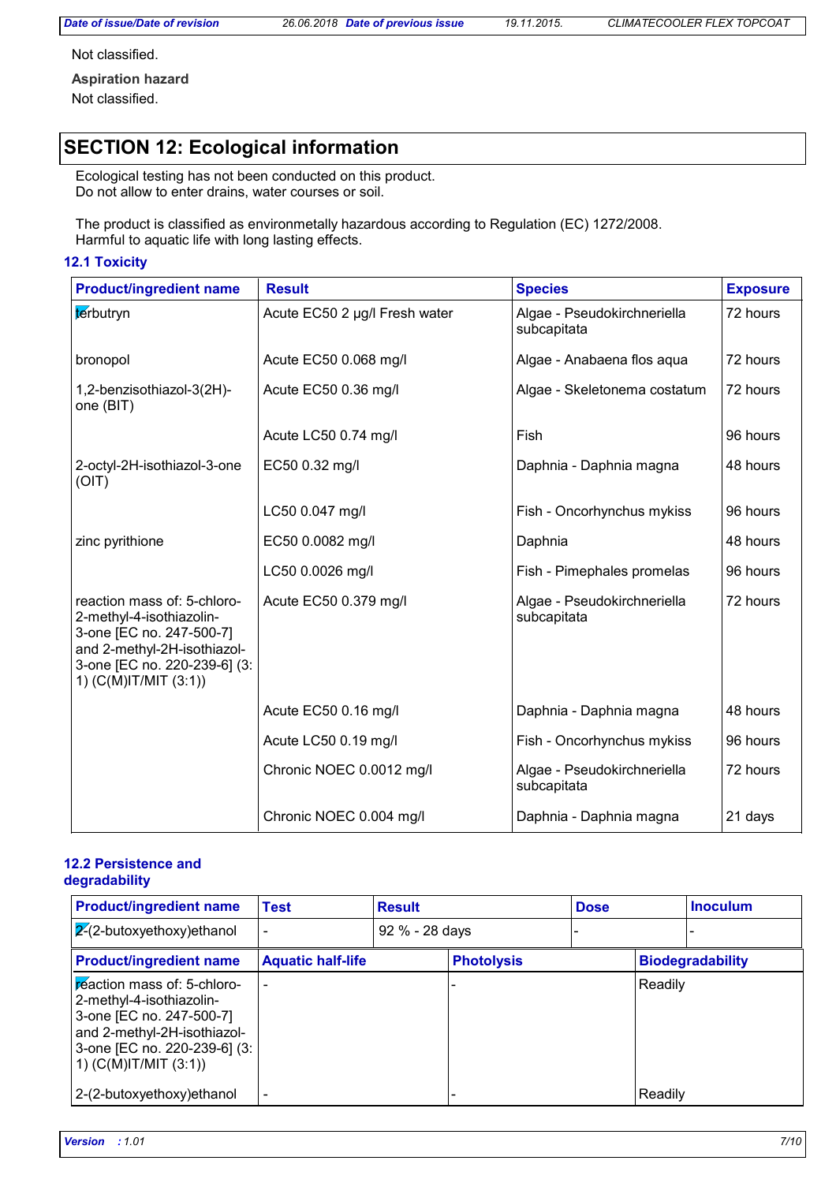Not classified.

**Aspiration hazard**

Not classified.

## SECTION 12: Ecological information

Ecological testing has not been conducted on this product.
Do not allow to enter drains, water courses or soil.

The product is classified as environmetally hazardous according to Regulation (EC) 1272/2008.
Harmful to aquatic life with long lasting effects.

### 12.1 Toxicity

| Product/ingredient name | Result | Species | Exposure |
|---|---|---|---|
| terbutryn | Acute EC50 2 µg/l Fresh water | Algae - Pseudokirchneriella subcapitata | 72 hours |
| bronopol | Acute EC50 0.068 mg/l | Algae - Anabaena flos aqua | 72 hours |
| 1,2-benzisothiazol-3(2H)-one (BIT) | Acute EC50 0.36 mg/l | Algae - Skeletonema costatum | 72 hours |
| | Acute LC50 0.74 mg/l | Fish | 96 hours |
| 2-octyl-2H-isothiazol-3-one (OIT) | EC50 0.32 mg/l | Daphnia - Daphnia magna | 48 hours |
| | LC50 0.047 mg/l | Fish - Oncorhynchus mykiss | 96 hours |
| zinc pyrithione | EC50 0.0082 mg/l | Daphnia | 48 hours |
| | LC50 0.0026 mg/l | Fish - Pimephales promelas | 96 hours |
| reaction mass of: 5-chloro-2-methyl-4-isothiazolin-3-one [EC no. 247-500-7] and 2-methyl-2H-isothiazol-3-one [EC no. 220-239-6] (3:1) (C(M)IT/MIT (3:1)) | Acute EC50 0.379 mg/l | Algae - Pseudokirchneriella subcapitata | 72 hours |
| | Acute EC50 0.16 mg/l | Daphnia - Daphnia magna | 48 hours |
| | Acute LC50 0.19 mg/l | Fish - Oncorhynchus mykiss | 96 hours |
| | Chronic NOEC 0.0012 mg/l | Algae - Pseudokirchneriella subcapitata | 72 hours |
| | Chronic NOEC 0.004 mg/l | Daphnia - Daphnia magna | 21 days |

### 12.2 Persistence and degradability

| Product/ingredient name | Test | Result | Dose | Inoculum |
|---|---|---|---|---|
| 2-(2-butoxyethoxy)ethanol | - | 92 % - 28 days | - | - |

| Product/ingredient name | Aquatic half-life | Photolysis | Biodegradability |
|---|---|---|---|
| reaction mass of: 5-chloro-2-methyl-4-isothiazolin-3-one [EC no. 247-500-7] and 2-methyl-2H-isothiazol-3-one [EC no. 220-239-6] (3:1) (C(M)IT/MIT (3:1)) | - | - | Readily |
| 2-(2-butoxyethoxy)ethanol | - | - | Readily |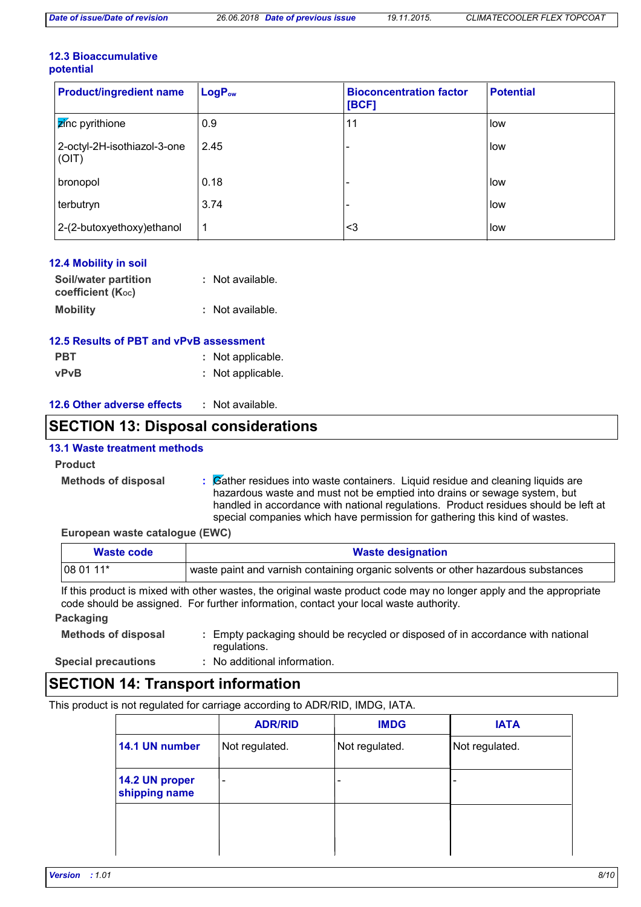### 12.3 Bioaccumulative potential

| Product/ingredient name | $LogP_{ow}$ | Bioconcentration factor [BCF] | Potential |
|---|---|---|---|
| zinc pyrithione | 0.9 | 11 | low |
| 2-octyl-2H-isothiazol-3-one (OIT) | 2.45 | - | low |
| bronopol | 0.18 | - | low |
| terbutryn | 3.74 | - | low |
| 2-(2-butoxyethoxy)ethanol | 1 | <3 | low |

### 12.4 Mobility in soil

**Soil/water partition coefficient ($K_{OC}$)** : Not available.

**Mobility** : Not available.

### 12.5 Results of PBT and vPvB assessment

**PBT** : Not applicable.

**vPvB** : Not applicable.

### 12.6 Other adverse effects : Not available.

## SECTION 13: Disposal considerations

### 13.1 Waste treatment methods

**Product**

**Methods of disposal** : Gather residues into waste containers. Liquid residue and cleaning liquids are hazardous waste and must not be emptied into drains or sewage system, but handled in accordance with national regulations. Product residues should be left at special companies which have permission for gathering this kind of wastes.

**European waste catalogue (EWC)**

| Waste code | Waste designation |
|---|---|
| 08 01 11* | waste paint and varnish containing organic solvents or other hazardous substances |

If this product is mixed with other wastes, the original waste product code may no longer apply and the appropriate code should be assigned. For further information, contact your local waste authority.

**Packaging**

**Methods of disposal** : Empty packaging should be recycled or disposed of in accordance with national regulations.

**Special precautions** : No additional information.

## SECTION 14: Transport information

This product is not regulated for carriage according to ADR/RID, IMDG, IATA.

| | ADR/RID | IMDG | IATA |
|---|---|---|---|
| **14.1 UN number** | Not regulated. | Not regulated. | Not regulated. |
| **14.2 UN proper shipping name** | - | - | - |
| | | | |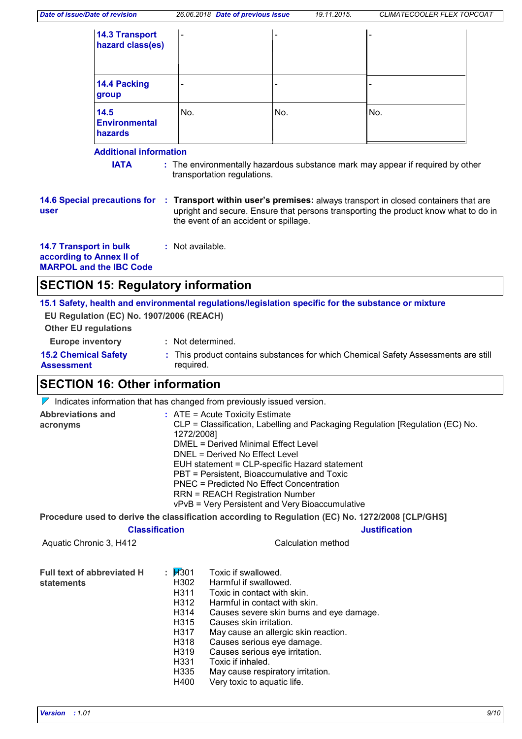| | | | |
|---|---|---|---|
| **14.3 Transport hazard class(es)** | - | - | - |
| **14.4 Packing group** | - | - | - |
| **14.5 Environmental hazards** | No. | No. | No. |

**Additional information**

**IATA** : The environmentally hazardous substance mark may appear if required by other transportation regulations.

**14.6 Special precautions for user** : **Transport within user's premises:** always transport in closed containers that are upright and secure. Ensure that persons transporting the product know what to do in the event of an accident or spillage.

**14.7 Transport in bulk according to Annex II of MARPOL and the IBC Code** : Not available.

## SECTION 15: Regulatory information

**15.1 Safety, health and environmental regulations/legislation specific for the substance or mixture**

**EU Regulation (EC) No. 1907/2006 (REACH)**

**Other EU regulations**

**Europe inventory** : Not determined.

**15.2 Chemical Safety Assessment** : This product contains substances for which Chemical Safety Assessments are still required.

## SECTION 16: Other information

Indicates information that has changed from previously issued version.

**Abbreviations and acronyms** :
ATE = Acute Toxicity Estimate
CLP = Classification, Labelling and Packaging Regulation [Regulation (EC) No. 1272/2008]
DMEL = Derived Minimal Effect Level
DNEL = Derived No Effect Level
EUH statement = CLP-specific Hazard statement
PBT = Persistent, Bioaccumulative and Toxic
PNEC = Predicted No Effect Concentration
RRN = REACH Registration Number
vPvB = Very Persistent and Very Bioaccumulative

**Procedure used to derive the classification according to Regulation (EC) No. 1272/2008 [CLP/GHS]**

| Classification | Justification |
|---|---|
| Aquatic Chronic 3, H412 | Calculation method |

**Full text of abbreviated H statements** :

| | |
|---|---|
| H301 | Toxic if swallowed. |
| H302 | Harmful if swallowed. |
| H311 | Toxic in contact with skin. |
| H312 | Harmful in contact with skin. |
| H314 | Causes severe skin burns and eye damage. |
| H315 | Causes skin irritation. |
| H317 | May cause an allergic skin reaction. |
| H318 | Causes serious eye damage. |
| H319 | Causes serious eye irritation. |
| H331 | Toxic if inhaled. |
| H335 | May cause respiratory irritation. |
| H400 | Very toxic to aquatic life. |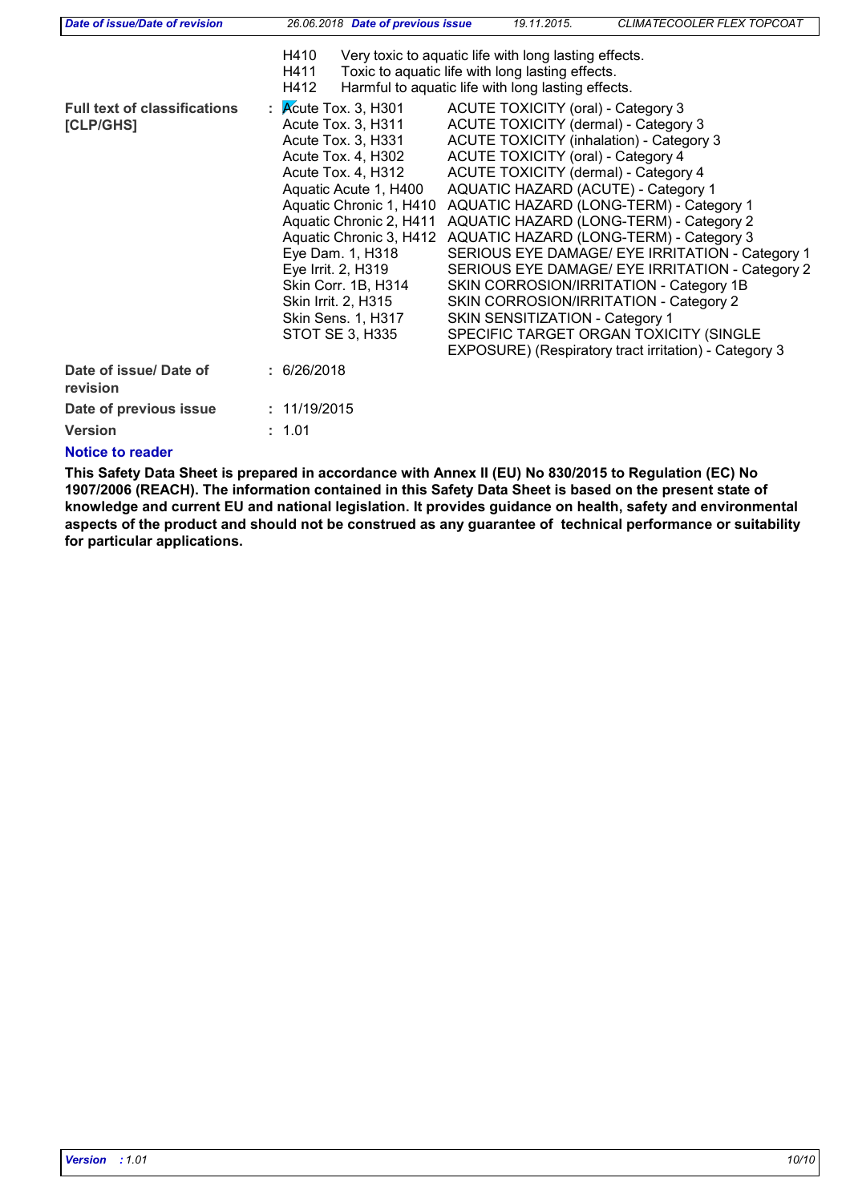| | | |
|---|---|---|
| | H410 | Very toxic to aquatic life with long lasting effects. |
| | H411 | Toxic to aquatic life with long lasting effects. |
| | H412 | Harmful to aquatic life with long lasting effects. |

| | | |
|---|---|---|
| **Full text of classifications [CLP/GHS]** | Acute Tox. 3, H301 | ACUTE TOXICITY (oral) - Category 3 |
| | Acute Tox. 3, H311 | ACUTE TOXICITY (dermal) - Category 3 |
| | Acute Tox. 3, H331 | ACUTE TOXICITY (inhalation) - Category 3 |
| | Acute Tox. 4, H302 | ACUTE TOXICITY (oral) - Category 4 |
| | Acute Tox. 4, H312 | ACUTE TOXICITY (dermal) - Category 4 |
| | Aquatic Acute 1, H400 | AQUATIC HAZARD (ACUTE) - Category 1 |
| | Aquatic Chronic 1, H410 | AQUATIC HAZARD (LONG-TERM) - Category 1 |
| | Aquatic Chronic 2, H411 | AQUATIC HAZARD (LONG-TERM) - Category 2 |
| | Aquatic Chronic 3, H412 | AQUATIC HAZARD (LONG-TERM) - Category 3 |
| | Eye Dam. 1, H318 | SERIOUS EYE DAMAGE/ EYE IRRITATION - Category 1 |
| | Eye Irrit. 2, H319 | SERIOUS EYE DAMAGE/ EYE IRRITATION - Category 2 |
| | Skin Corr. 1B, H314 | SKIN CORROSION/IRRITATION - Category 1B |
| | Skin Irrit. 2, H315 | SKIN CORROSION/IRRITATION - Category 2 |
| | Skin Sens. 1, H317 | SKIN SENSITIZATION - Category 1 |
| | STOT SE 3, H335 | SPECIFIC TARGET ORGAN TOXICITY (SINGLE EXPOSURE) (Respiratory tract irritation) - Category 3 |

**Date of issue/ Date of revision** : 6/26/2018

**Date of previous issue** : 11/19/2015

**Version** : 1.01

### Notice to reader

**This Safety Data Sheet is prepared in accordance with Annex II (EU) No 830/2015 to Regulation (EC) No 1907/2006 (REACH). The information contained in this Safety Data Sheet is based on the present state of knowledge and current EU and national legislation. It provides guidance on health, safety and environmental aspects of the product and should not be construed as any guarantee of technical performance or suitability for particular applications.**